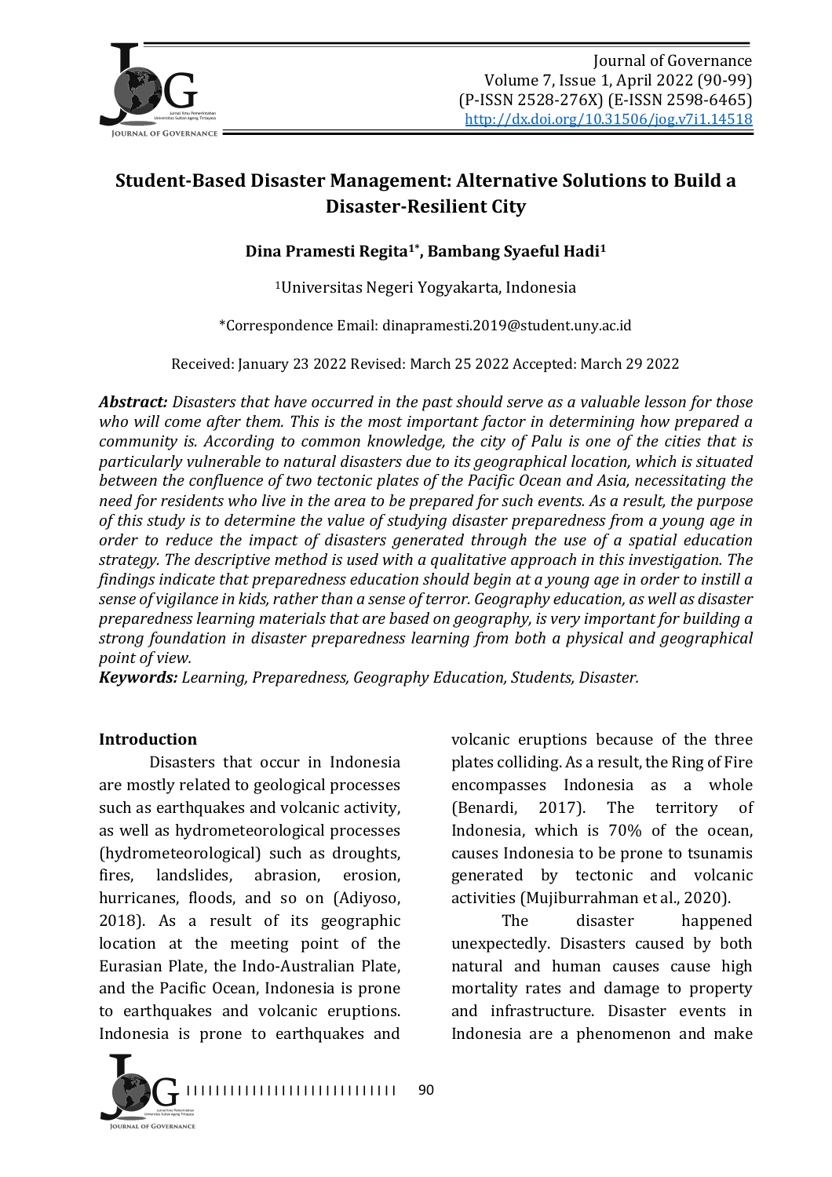# Student-Based Disaster Management: Alternative Solutions to Build a Disaster-Resilient City

**Dina Pramesti Regita[1*], Bambang Syaeful Hadi[1]**

[1]Universitas Negeri Yogyakarta, Indonesia

*Correspondence Email: dinapramesti.2019@student.uny.ac.id

Received: January 23 2022 Revised: March 25 2022 Accepted: March 29 2022

***Abstract:*** *Disasters that have occurred in the past should serve as a valuable lesson for those who will come after them. This is the most important factor in determining how prepared a community is. According to common knowledge, the city of Palu is one of the cities that is particularly vulnerable to natural disasters due to its geographical location, which is situated between the confluence of two tectonic plates of the Pacific Ocean and Asia, necessitating the need for residents who live in the area to be prepared for such events. As a result, the purpose of this study is to determine the value of studying disaster preparedness from a young age in order to reduce the impact of disasters generated through the use of a spatial education strategy. The descriptive method is used with a qualitative approach in this investigation. The findings indicate that preparedness education should begin at a young age in order to instill a sense of vigilance in kids, rather than a sense of terror. Geography education, as well as disaster preparedness learning materials that are based on geography, is very important for building a strong foundation in disaster preparedness learning from both a physical and geographical point of view.*

***Keywords:*** *Learning, Preparedness, Geography Education, Students, Disaster.*

## Introduction

Disasters that occur in Indonesia are mostly related to geological processes such as earthquakes and volcanic activity, as well as hydrometeorological processes (hydrometeorological) such as droughts, fires, landslides, abrasion, erosion, hurricanes, floods, and so on (Adiyoso, 2018). As a result of its geographic location at the meeting point of the Eurasian Plate, the Indo-Australian Plate, and the Pacific Ocean, Indonesia is prone to earthquakes and volcanic eruptions. Indonesia is prone to earthquakes and volcanic eruptions because of the three plates colliding. As a result, the Ring of Fire encompasses Indonesia as a whole (Benardi, 2017). The territory of Indonesia, which is 70% of the ocean, causes Indonesia to be prone to tsunamis generated by tectonic and volcanic activities (Mujiburrahman et al., 2020).

The disaster happened unexpectedly. Disasters caused by both natural and human causes cause high mortality rates and damage to property and infrastructure. Disaster events in Indonesia are a phenomenon and make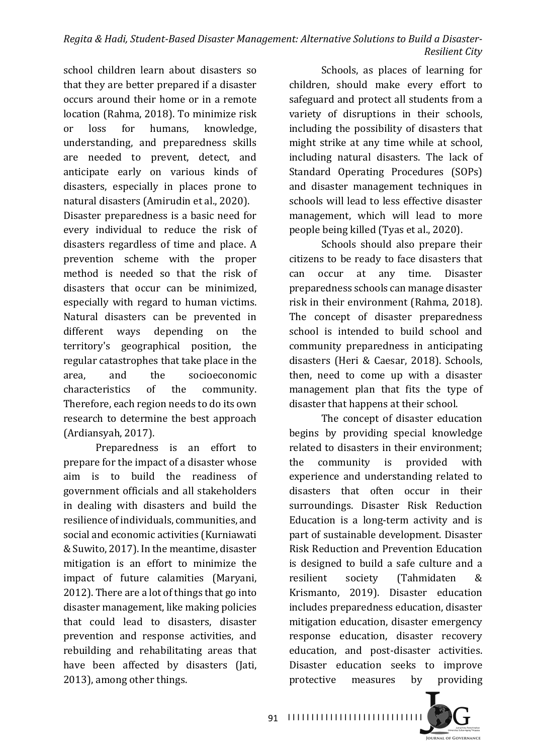school children learn about disasters so that they are better prepared if a disaster occurs around their home or in a remote location (Rahma, 2018). To minimize risk or loss for humans, knowledge, understanding, and preparedness skills are needed to prevent, detect, and anticipate early on various kinds of disasters, especially in places prone to natural disasters (Amirudin et al., 2020).

Disaster preparedness is a basic need for every individual to reduce the risk of disasters regardless of time and place. A prevention scheme with the proper method is needed so that the risk of disasters that occur can be minimized, especially with regard to human victims. Natural disasters can be prevented in different ways depending on the territory's geographical position, the regular catastrophes that take place in the area, and the socioeconomic characteristics of the community. Therefore, each region needs to do its own research to determine the best approach (Ardiansyah, 2017).

Preparedness is an effort to prepare for the impact of a disaster whose aim is to build the readiness of government officials and all stakeholders in dealing with disasters and build the resilience of individuals, communities, and social and economic activities (Kurniawati & Suwito, 2017). In the meantime, disaster mitigation is an effort to minimize the impact of future calamities (Maryani, 2012). There are a lot of things that go into disaster management, like making policies that could lead to disasters, disaster prevention and response activities, and rebuilding and rehabilitating areas that have been affected by disasters (Jati, 2013), among other things.

Schools, as places of learning for children, should make every effort to safeguard and protect all students from a variety of disruptions in their schools, including the possibility of disasters that might strike at any time while at school, including natural disasters. The lack of Standard Operating Procedures (SOPs) and disaster management techniques in schools will lead to less effective disaster management, which will lead to more people being killed (Tyas et al., 2020).

Schools should also prepare their citizens to be ready to face disasters that can occur at any time. Disaster preparedness schools can manage disaster risk in their environment (Rahma, 2018). The concept of disaster preparedness school is intended to build school and community preparedness in anticipating disasters (Heri & Caesar, 2018). Schools, then, need to come up with a disaster management plan that fits the type of disaster that happens at their school.

The concept of disaster education begins by providing special knowledge related to disasters in their environment; the community is provided with experience and understanding related to disasters that often occur in their surroundings. Disaster Risk Reduction Education is a long-term activity and is part of sustainable development. Disaster Risk Reduction and Prevention Education is designed to build a safe culture and a resilient society (Tahmidaten & Krismanto, 2019). Disaster education includes preparedness education, disaster mitigation education, disaster emergency response education, disaster recovery education, and post-disaster activities. Disaster education seeks to improve protective measures by providing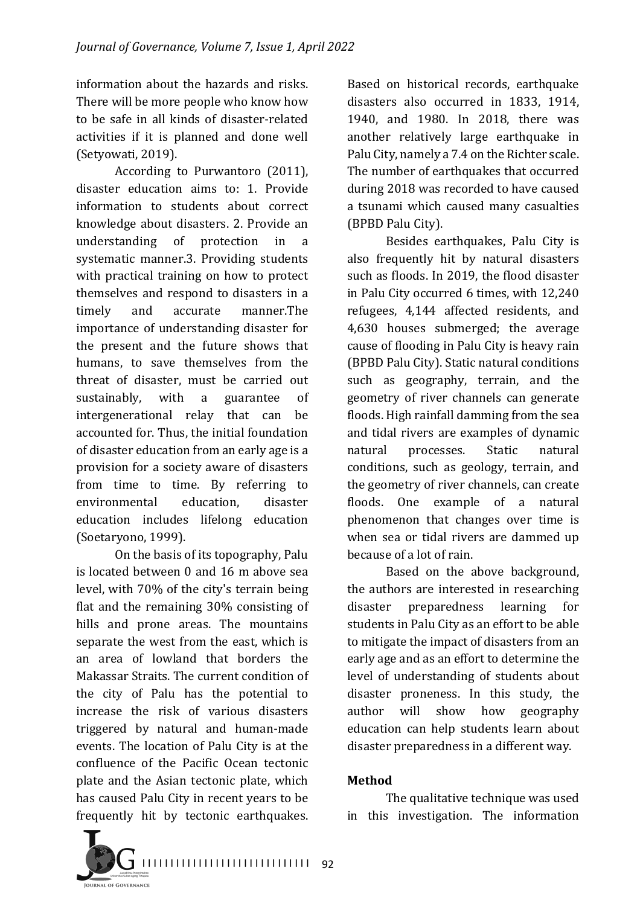information about the hazards and risks. There will be more people who know how to be safe in all kinds of disaster-related activities if it is planned and done well (Setyowati, 2019).

According to Purwantoro (2011), disaster education aims to: 1. Provide information to students about correct knowledge about disasters. 2. Provide an understanding of protection in a systematic manner.3. Providing students with practical training on how to protect themselves and respond to disasters in a timely and accurate manner.The importance of understanding disaster for the present and the future shows that humans, to save themselves from the threat of disaster, must be carried out sustainably, with a guarantee of intergenerational relay that can be accounted for. Thus, the initial foundation of disaster education from an early age is a provision for a society aware of disasters from time to time. By referring to environmental education, disaster education includes lifelong education (Soetaryono, 1999).

On the basis of its topography, Palu is located between 0 and 16 m above sea level, with 70% of the city's terrain being flat and the remaining 30% consisting of hills and prone areas. The mountains separate the west from the east, which is an area of lowland that borders the Makassar Straits. The current condition of the city of Palu has the potential to increase the risk of various disasters triggered by natural and human-made events. The location of Palu City is at the confluence of the Pacific Ocean tectonic plate and the Asian tectonic plate, which has caused Palu City in recent years to be frequently hit by tectonic earthquakes. Based on historical records, earthquake disasters also occurred in 1833, 1914, 1940, and 1980. In 2018, there was another relatively large earthquake in Palu City, namely a 7.4 on the Richter scale. The number of earthquakes that occurred during 2018 was recorded to have caused a tsunami which caused many casualties (BPBD Palu City).

Besides earthquakes, Palu City is also frequently hit by natural disasters such as floods. In 2019, the flood disaster in Palu City occurred 6 times, with 12,240 refugees, 4,144 affected residents, and 4,630 houses submerged; the average cause of flooding in Palu City is heavy rain (BPBD Palu City). Static natural conditions such as geography, terrain, and the geometry of river channels can generate floods. High rainfall damming from the sea and tidal rivers are examples of dynamic natural processes. Static natural conditions, such as geology, terrain, and the geometry of river channels, can create floods. One example of a natural phenomenon that changes over time is when sea or tidal rivers are dammed up because of a lot of rain.

Based on the above background, the authors are interested in researching disaster preparedness learning for students in Palu City as an effort to be able to mitigate the impact of disasters from an early age and as an effort to determine the level of understanding of students about disaster proneness. In this study, the author will show how geography education can help students learn about disaster preparedness in a different way.

## Method

The qualitative technique was used in this investigation. The information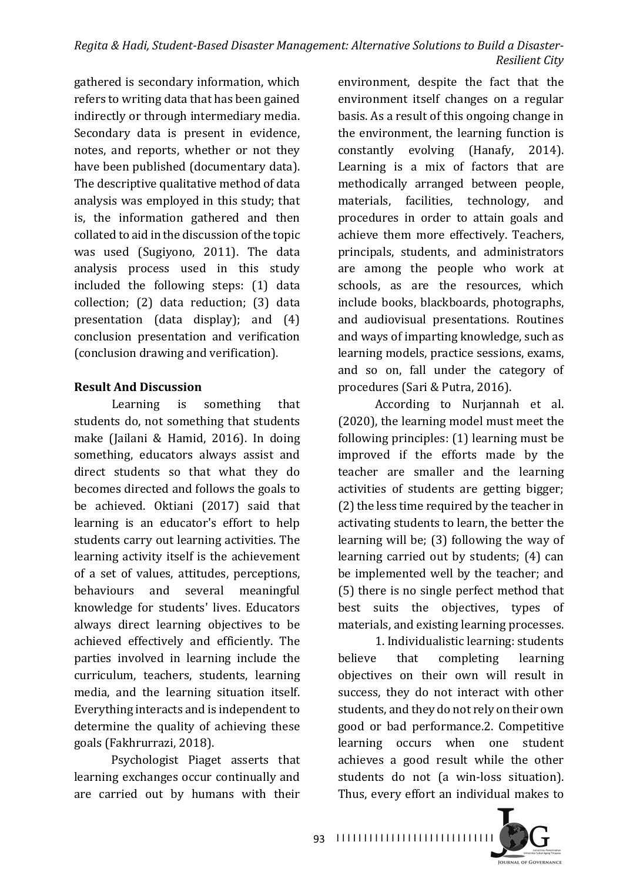gathered is secondary information, which refers to writing data that has been gained indirectly or through intermediary media. Secondary data is present in evidence, notes, and reports, whether or not they have been published (documentary data). The descriptive qualitative method of data analysis was employed in this study; that is, the information gathered and then collated to aid in the discussion of the topic was used (Sugiyono, 2011). The data analysis process used in this study included the following steps: (1) data collection; (2) data reduction; (3) data presentation (data display); and (4) conclusion presentation and verification (conclusion drawing and verification).

## Result And Discussion

Learning is something that students do, not something that students make (Jailani & Hamid, 2016). In doing something, educators always assist and direct students so that what they do becomes directed and follows the goals to be achieved. Oktiani (2017) said that learning is an educator's effort to help students carry out learning activities. The learning activity itself is the achievement of a set of values, attitudes, perceptions, behaviours and several meaningful knowledge for students' lives. Educators always direct learning objectives to be achieved effectively and efficiently. The parties involved in learning include the curriculum, teachers, students, learning media, and the learning situation itself. Everything interacts and is independent to determine the quality of achieving these goals (Fakhrurrazi, 2018).

Psychologist Piaget asserts that learning exchanges occur continually and are carried out by humans with their environment, despite the fact that the environment itself changes on a regular basis. As a result of this ongoing change in the environment, the learning function is constantly evolving (Hanafy, 2014). Learning is a mix of factors that are methodically arranged between people, materials, facilities, technology, and procedures in order to attain goals and achieve them more effectively. Teachers, principals, students, and administrators are among the people who work at schools, as are the resources, which include books, blackboards, photographs, and audiovisual presentations. Routines and ways of imparting knowledge, such as learning models, practice sessions, exams, and so on, fall under the category of procedures (Sari & Putra, 2016).

According to Nurjannah et al. (2020), the learning model must meet the following principles: (1) learning must be improved if the efforts made by the teacher are smaller and the learning activities of students are getting bigger; (2) the less time required by the teacher in activating students to learn, the better the learning will be; (3) following the way of learning carried out by students; (4) can be implemented well by the teacher; and (5) there is no single perfect method that best suits the objectives, types of materials, and existing learning processes.

1. Individualistic learning: students believe that completing learning objectives on their own will result in success, they do not interact with other students, and they do not rely on their own good or bad performance.2. Competitive learning occurs when one student achieves a good result while the other students do not (a win-loss situation). Thus, every effort an individual makes to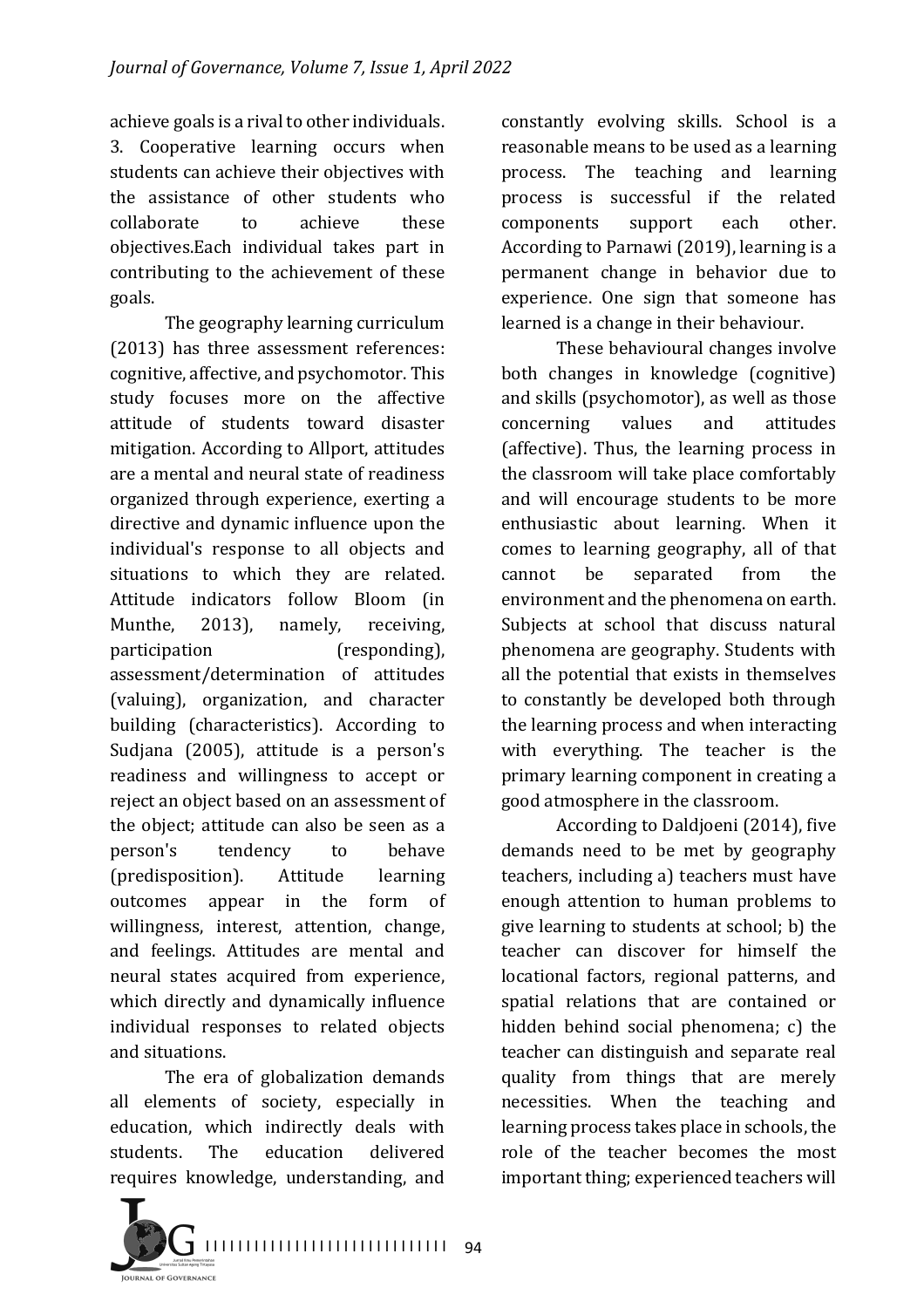achieve goals is a rival to other individuals. 3. Cooperative learning occurs when students can achieve their objectives with the assistance of other students who collaborate to achieve these objectives.Each individual takes part in contributing to the achievement of these goals.

The geography learning curriculum (2013) has three assessment references: cognitive, affective, and psychomotor. This study focuses more on the affective attitude of students toward disaster mitigation. According to Allport, attitudes are a mental and neural state of readiness organized through experience, exerting a directive and dynamic influence upon the individual's response to all objects and situations to which they are related. Attitude indicators follow Bloom (in Munthe, 2013), namely, receiving, participation (responding), assessment/determination of attitudes (valuing), organization, and character building (characteristics). According to Sudjana (2005), attitude is a person's readiness and willingness to accept or reject an object based on an assessment of the object; attitude can also be seen as a person's tendency to behave (predisposition). Attitude learning outcomes appear in the form of willingness, interest, attention, change, and feelings. Attitudes are mental and neural states acquired from experience, which directly and dynamically influence individual responses to related objects and situations.

The era of globalization demands all elements of society, especially in education, which indirectly deals with students. The education delivered requires knowledge, understanding, and constantly evolving skills. School is a reasonable means to be used as a learning process. The teaching and learning process is successful if the related components support each other. According to Parnawi (2019), learning is a permanent change in behavior due to experience. One sign that someone has learned is a change in their behaviour.

These behavioural changes involve both changes in knowledge (cognitive) and skills (psychomotor), as well as those concerning values and attitudes (affective). Thus, the learning process in the classroom will take place comfortably and will encourage students to be more enthusiastic about learning. When it comes to learning geography, all of that cannot be separated from the environment and the phenomena on earth. Subjects at school that discuss natural phenomena are geography. Students with all the potential that exists in themselves to constantly be developed both through the learning process and when interacting with everything. The teacher is the primary learning component in creating a good atmosphere in the classroom.

According to Daldjoeni (2014), five demands need to be met by geography teachers, including a) teachers must have enough attention to human problems to give learning to students at school; b) the teacher can discover for himself the locational factors, regional patterns, and spatial relations that are contained or hidden behind social phenomena; c) the teacher can distinguish and separate real quality from things that are merely necessities. When the teaching and learning process takes place in schools, the role of the teacher becomes the most important thing; experienced teachers will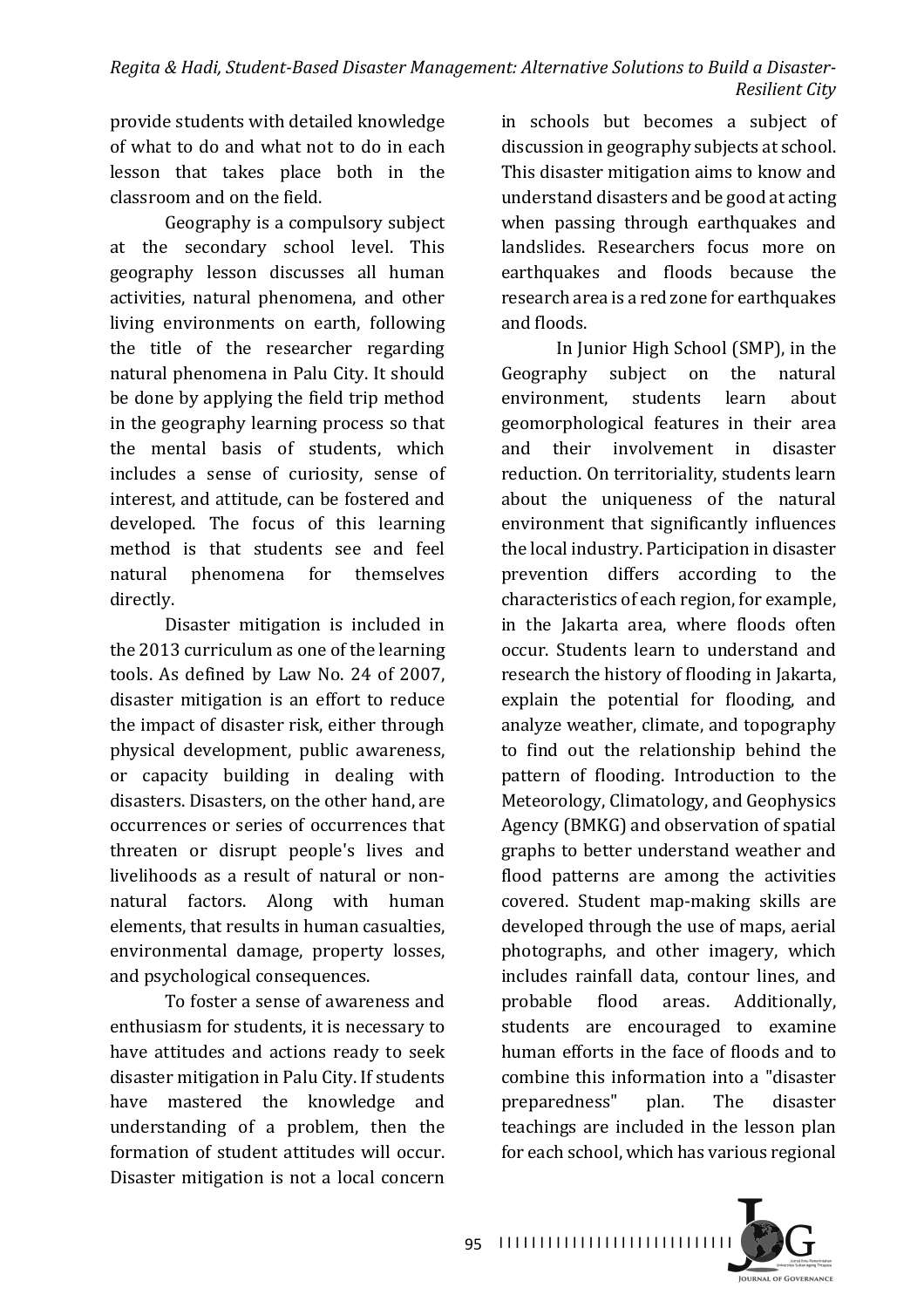provide students with detailed knowledge of what to do and what not to do in each lesson that takes place both in the classroom and on the field.

Geography is a compulsory subject at the secondary school level. This geography lesson discusses all human activities, natural phenomena, and other living environments on earth, following the title of the researcher regarding natural phenomena in Palu City. It should be done by applying the field trip method in the geography learning process so that the mental basis of students, which includes a sense of curiosity, sense of interest, and attitude, can be fostered and developed. The focus of this learning method is that students see and feel natural phenomena for themselves directly.

Disaster mitigation is included in the 2013 curriculum as one of the learning tools. As defined by Law No. 24 of 2007, disaster mitigation is an effort to reduce the impact of disaster risk, either through physical development, public awareness, or capacity building in dealing with disasters. Disasters, on the other hand, are occurrences or series of occurrences that threaten or disrupt people's lives and livelihoods as a result of natural or non-natural factors. Along with human elements, that results in human casualties, environmental damage, property losses, and psychological consequences.

To foster a sense of awareness and enthusiasm for students, it is necessary to have attitudes and actions ready to seek disaster mitigation in Palu City. If students have mastered the knowledge and understanding of a problem, then the formation of student attitudes will occur. Disaster mitigation is not a local concern in schools but becomes a subject of discussion in geography subjects at school. This disaster mitigation aims to know and understand disasters and be good at acting when passing through earthquakes and landslides. Researchers focus more on earthquakes and floods because the research area is a red zone for earthquakes and floods.

In Junior High School (SMP), in the Geography subject on the natural environment, students learn about geomorphological features in their area and their involvement in disaster reduction. On territoriality, students learn about the uniqueness of the natural environment that significantly influences the local industry. Participation in disaster prevention differs according to the characteristics of each region, for example, in the Jakarta area, where floods often occur. Students learn to understand and research the history of flooding in Jakarta, explain the potential for flooding, and analyze weather, climate, and topography to find out the relationship behind the pattern of flooding. Introduction to the Meteorology, Climatology, and Geophysics Agency (BMKG) and observation of spatial graphs to better understand weather and flood patterns are among the activities covered. Student map-making skills are developed through the use of maps, aerial photographs, and other imagery, which includes rainfall data, contour lines, and probable flood areas. Additionally, students are encouraged to examine human efforts in the face of floods and to combine this information into a "disaster preparedness" plan. The disaster teachings are included in the lesson plan for each school, which has various regional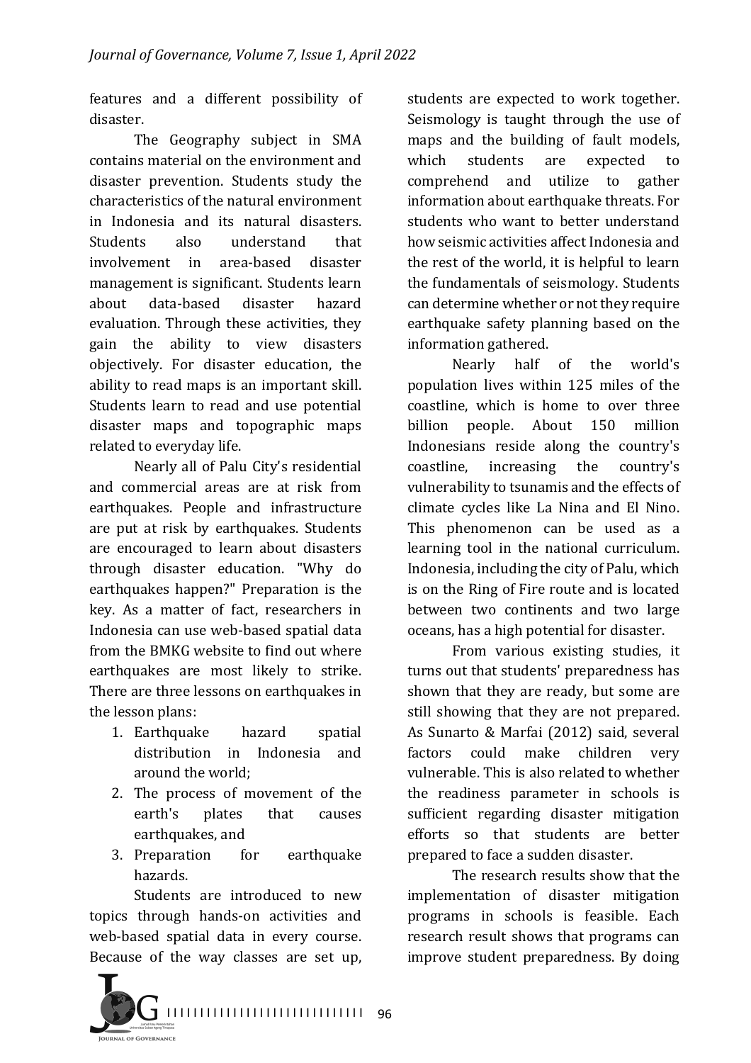features and a different possibility of disaster.

The Geography subject in SMA contains material on the environment and disaster prevention. Students study the characteristics of the natural environment in Indonesia and its natural disasters. Students also understand that involvement in area-based disaster management is significant. Students learn about data-based disaster hazard evaluation. Through these activities, they gain the ability to view disasters objectively. For disaster education, the ability to read maps is an important skill. Students learn to read and use potential disaster maps and topographic maps related to everyday life.

Nearly all of Palu City's residential and commercial areas are at risk from earthquakes. People and infrastructure are put at risk by earthquakes. Students are encouraged to learn about disasters through disaster education. "Why do earthquakes happen?" Preparation is the key. As a matter of fact, researchers in Indonesia can use web-based spatial data from the BMKG website to find out where earthquakes are most likely to strike. There are three lessons on earthquakes in the lesson plans:

1. Earthquake hazard spatial distribution in Indonesia and around the world;
2. The process of movement of the earth's plates that causes earthquakes, and
3. Preparation for earthquake hazards.

Students are introduced to new topics through hands-on activities and web-based spatial data in every course. Because of the way classes are set up, students are expected to work together. Seismology is taught through the use of maps and the building of fault models, which students are expected to comprehend and utilize to gather information about earthquake threats. For students who want to better understand how seismic activities affect Indonesia and the rest of the world, it is helpful to learn the fundamentals of seismology. Students can determine whether or not they require earthquake safety planning based on the information gathered.

Nearly half of the world's population lives within 125 miles of the coastline, which is home to over three billion people. About 150 million Indonesians reside along the country's coastline, increasing the country's vulnerability to tsunamis and the effects of climate cycles like La Nina and El Nino. This phenomenon can be used as a learning tool in the national curriculum. Indonesia, including the city of Palu, which is on the Ring of Fire route and is located between two continents and two large oceans, has a high potential for disaster.

From various existing studies, it turns out that students' preparedness has shown that they are ready, but some are still showing that they are not prepared. As Sunarto & Marfai (2012) said, several factors could make children very vulnerable. This is also related to whether the readiness parameter in schools is sufficient regarding disaster mitigation efforts so that students are better prepared to face a sudden disaster.

The research results show that the implementation of disaster mitigation programs in schools is feasible. Each research result shows that programs can improve student preparedness. By doing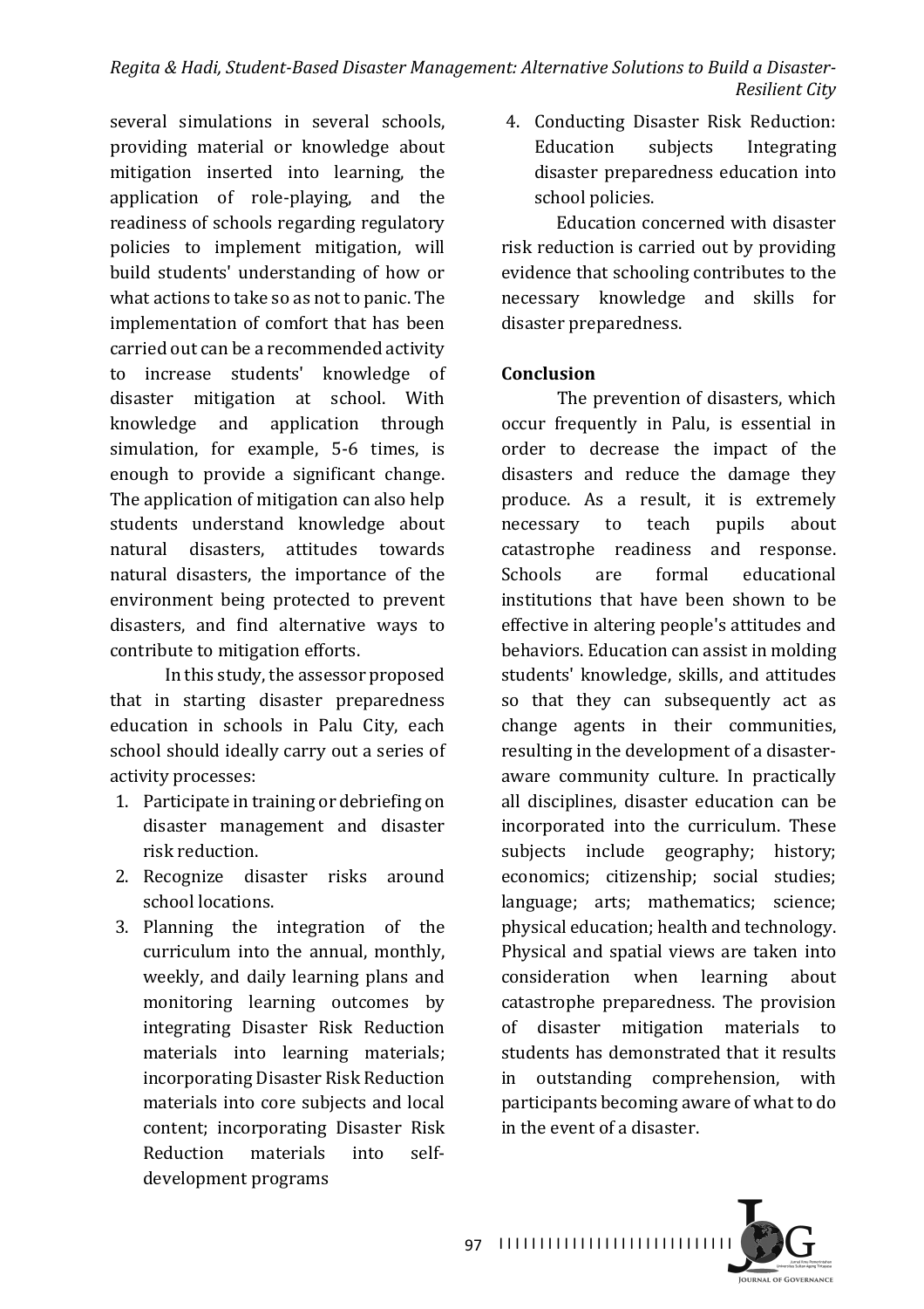several simulations in several schools, providing material or knowledge about mitigation inserted into learning, the application of role-playing, and the readiness of schools regarding regulatory policies to implement mitigation, will build students' understanding of how or what actions to take so as not to panic. The implementation of comfort that has been carried out can be a recommended activity to increase students' knowledge of disaster mitigation at school. With knowledge and application through simulation, for example, 5-6 times, is enough to provide a significant change. The application of mitigation can also help students understand knowledge about natural disasters, attitudes towards natural disasters, the importance of the environment being protected to prevent disasters, and find alternative ways to contribute to mitigation efforts.

In this study, the assessor proposed that in starting disaster preparedness education in schools in Palu City, each school should ideally carry out a series of activity processes:

1. Participate in training or debriefing on disaster management and disaster risk reduction.
2. Recognize disaster risks around school locations.
3. Planning the integration of the curriculum into the annual, monthly, weekly, and daily learning plans and monitoring learning outcomes by integrating Disaster Risk Reduction materials into learning materials; incorporating Disaster Risk Reduction materials into core subjects and local content; incorporating Disaster Risk Reduction materials into self-development programs
4. Conducting Disaster Risk Reduction: Education subjects Integrating disaster preparedness education into school policies.

Education concerned with disaster risk reduction is carried out by providing evidence that schooling contributes to the necessary knowledge and skills for disaster preparedness.

## Conclusion

The prevention of disasters, which occur frequently in Palu, is essential in order to decrease the impact of the disasters and reduce the damage they produce. As a result, it is extremely necessary to teach pupils about catastrophe readiness and response. Schools are formal educational institutions that have been shown to be effective in altering people's attitudes and behaviors. Education can assist in molding students' knowledge, skills, and attitudes so that they can subsequently act as change agents in their communities, resulting in the development of a disaster-aware community culture. In practically all disciplines, disaster education can be incorporated into the curriculum. These subjects include geography; history; economics; citizenship; social studies; language; arts; mathematics; science; physical education; health and technology. Physical and spatial views are taken into consideration when learning about catastrophe preparedness. The provision of disaster mitigation materials to students has demonstrated that it results in outstanding comprehension, with participants becoming aware of what to do in the event of a disaster.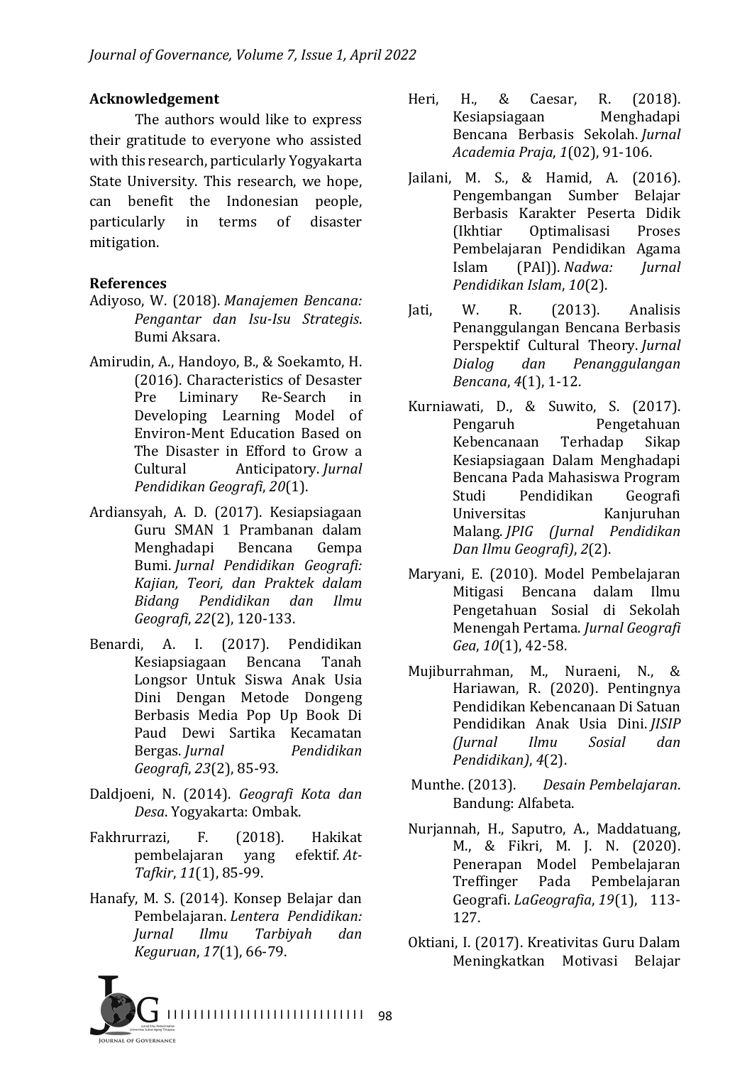## Acknowledgement

The authors would like to express their gratitude to everyone who assisted with this research, particularly Yogyakarta State University. This research, we hope, can benefit the Indonesian people, particularly in terms of disaster mitigation.

## References

Adiyoso, W. (2018). *Manajemen Bencana: Pengantar dan Isu-Isu Strategis*. Bumi Aksara.

Amirudin, A., Handoyo, B., & Soekamto, H. (2016). Characteristics of Desaster Pre Liminary Re-Search in Developing Learning Model of Environ-Ment Education Based on The Disaster in Efford to Grow a Cultural Anticipatory. *Jurnal Pendidikan Geografi*, *20*(1).

Ardiansyah, A. D. (2017). Kesiapsiagaan Guru SMAN 1 Prambanan dalam Menghadapi Bencana Gempa Bumi. *Jurnal Pendidikan Geografi: Kajian, Teori, dan Praktek dalam Bidang Pendidikan dan Ilmu Geografi*, *22*(2), 120-133.

Benardi, A. I. (2017). Pendidikan Kesiapsiagaan Bencana Tanah Longsor Untuk Siswa Anak Usia Dini Dengan Metode Dongeng Berbasis Media Pop Up Book Di Paud Dewi Sartika Kecamatan Bergas. *Jurnal Pendidikan Geografi*, *23*(2), 85-93.

Daldjoeni, N. (2014). *Geografi Kota dan Desa*. Yogyakarta: Ombak.

Fakhrurrazi, F. (2018). Hakikat pembelajaran yang efektif. *At-Tafkir*, *11*(1), 85-99.

Hanafy, M. S. (2014). Konsep Belajar dan Pembelajaran. *Lentera Pendidikan: Jurnal Ilmu Tarbiyah dan Keguruan*, *17*(1), 66-79.

Heri, H., & Caesar, R. (2018). Kesiapsiagaan Menghadapi Bencana Berbasis Sekolah. *Jurnal Academia Praja*, *1*(02), 91-106.

Jailani, M. S., & Hamid, A. (2016). Pengembangan Sumber Belajar Berbasis Karakter Peserta Didik (Ikhtiar Optimalisasi Proses Pembelajaran Pendidikan Agama Islam (PAI)). *Nadwa: Jurnal Pendidikan Islam*, *10*(2).

Jati, W. R. (2013). Analisis Penanggulangan Bencana Berbasis Perspektif Cultural Theory. *Jurnal Dialog dan Penanggulangan Bencana*, *4*(1), 1-12.

Kurniawati, D., & Suwito, S. (2017). Pengaruh Pengetahuan Kebencanaan Terhadap Sikap Kesiapsiagaan Dalam Menghadapi Bencana Pada Mahasiswa Program Studi Pendidikan Geografi Universitas Kanjuruhan Malang. *JPIG (Jurnal Pendidikan Dan Ilmu Geografi)*, *2*(2).

Maryani, E. (2010). Model Pembelajaran Mitigasi Bencana dalam Ilmu Pengetahuan Sosial di Sekolah Menengah Pertama. *Jurnal Geografi Gea*, *10*(1), 42-58.

Mujiburrahman, M., Nuraeni, N., & Hariawan, R. (2020). Pentingnya Pendidikan Kebencanaan Di Satuan Pendidikan Anak Usia Dini. *JISIP (Jurnal Ilmu Sosial dan Pendidikan)*, *4*(2).

Munthe. (2013). *Desain Pembelajaran*. Bandung: Alfabeta.

Nurjannah, H., Saputro, A., Maddatuang, M., & Fikri, M. J. N. (2020). Penerapan Model Pembelajaran Treffinger Pada Pembelajaran Geografi. *LaGeografia*, *19*(1), 113-127.

Oktiani, I. (2017). Kreativitas Guru Dalam Meningkatkan Motivasi Belajar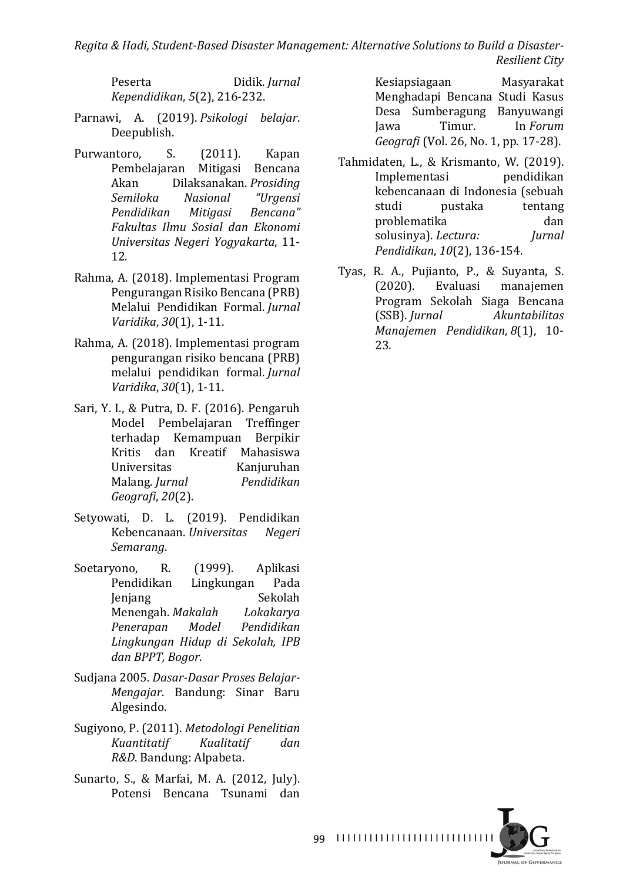Peserta Didik. *Jurnal Kependidikan*, *5*(2), 216-232.

Parnawi, A. (2019). *Psikologi belajar*. Deepublish.

Purwantoro, S. (2011). Kapan Pembelajaran Mitigasi Bencana Akan Dilaksanakan. *Prosiding Semiloka Nasional "Urgensi Pendidikan Mitigasi Bencana" Fakultas Ilmu Sosial dan Ekonomi Universitas Negeri Yogyakarta*, 11-12.

Rahma, A. (2018). Implementasi Program Pengurangan Risiko Bencana (PRB) Melalui Pendidikan Formal. *Jurnal Varidika*, *30*(1), 1-11.

Rahma, A. (2018). Implementasi program pengurangan risiko bencana (PRB) melalui pendidikan formal. *Jurnal Varidika*, *30*(1), 1-11.

Sari, Y. I., & Putra, D. F. (2016). Pengaruh Model Pembelajaran Treffinger terhadap Kemampuan Berpikir Kritis dan Kreatif Mahasiswa Universitas Kanjuruhan Malang. *Jurnal Pendidikan Geografi*, *20*(2).

Setyowati, D. L. (2019). Pendidikan Kebencanaan. *Universitas Negeri Semarang*.

Soetaryono, R. (1999). Aplikasi Pendidikan Lingkungan Pada Jenjang Sekolah Menengah. *Makalah Lokakarya Penerapan Model Pendidikan Lingkungan Hidup di Sekolah, IPB dan BPPT, Bogor*.

Sudjana 2005. *Dasar-Dasar Proses Belajar-Mengajar*. Bandung: Sinar Baru Algesindo.

Sugiyono, P. (2011). *Metodologi Penelitian Kuantitatif Kualitatif dan R&D*. Bandung: Alpabeta.

Sunarto, S., & Marfai, M. A. (2012, July). Potensi Bencana Tsunami dan Kesiapsiagaan Masyarakat Menghadapi Bencana Studi Kasus Desa Sumberagung Banyuwangi Jawa Timur. In *Forum Geografi* (Vol. 26, No. 1, pp. 17-28).

Tahmidaten, L., & Krismanto, W. (2019). Implementasi pendidikan kebencanaan di Indonesia (sebuah studi pustaka tentang problematika dan solusinya). *Lectura: Jurnal Pendidikan*, *10*(2), 136-154.

Tyas, R. A., Pujianto, P., & Suyanta, S. (2020). Evaluasi manajemen Program Sekolah Siaga Bencana (SSB). *Jurnal Akuntabilitas Manajemen Pendidikan*, *8*(1), 10-23.